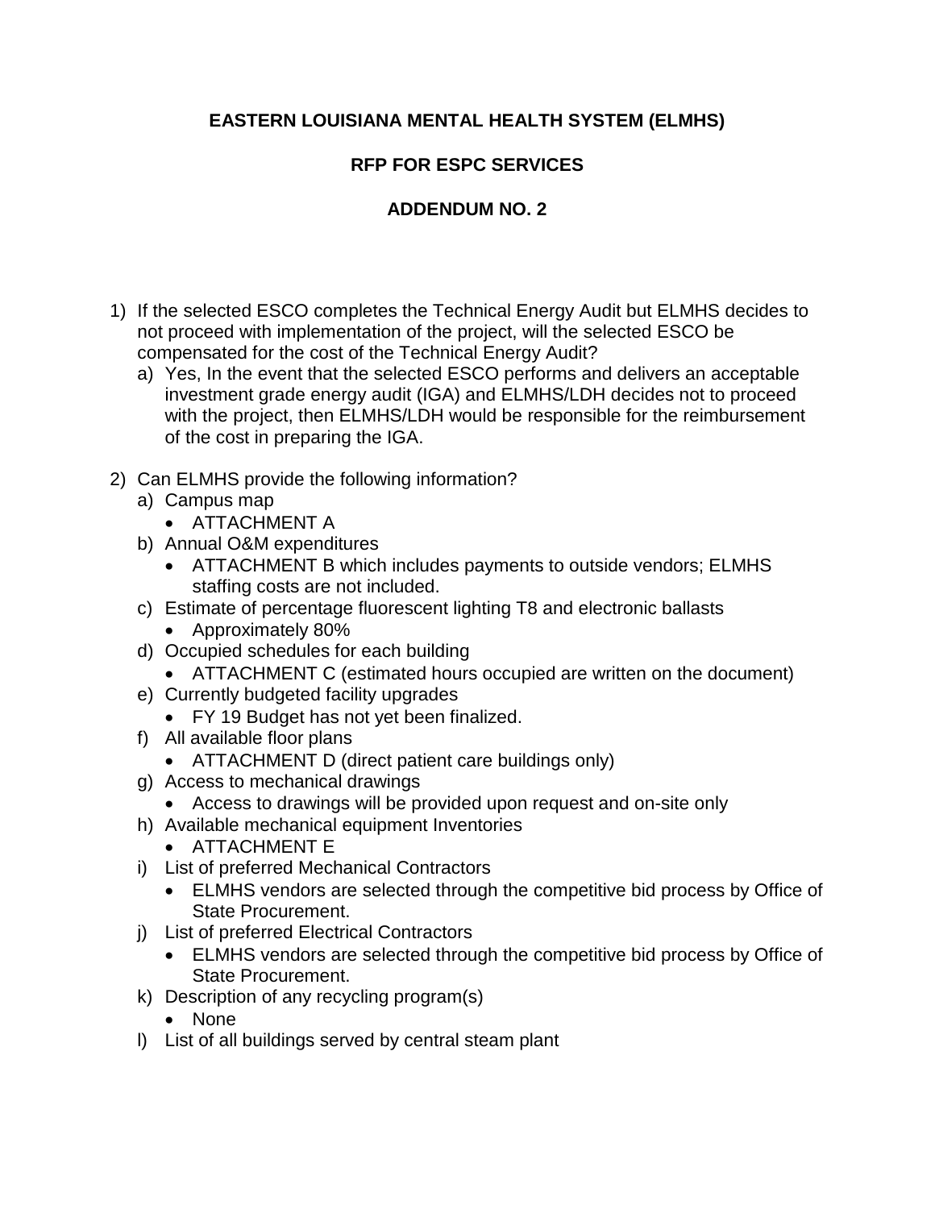# EASTERN LOUISIANA MENTAL HEALTH SYSTEM (ELMHS)

## RFP FOR ESPC SERVICES

## ADDENDUM NO. 2

1) If the selected ESCO completes the Technical Energy Audit but ELMHS decides to not proceed with implementation of the project, will the selected ESCO be compensated for the cost of the Technical Energy Audit?
   a) Yes, In the event that the selected ESCO performs and delivers an acceptable investment grade energy audit (IGA) and ELMHS/LDH decides not to proceed with the project, then ELMHS/LDH would be responsible for the reimbursement of the cost in preparing the IGA.

2) Can ELMHS provide the following information?
   a) Campus map
      - ATTACHMENT A
   b) Annual O&M expenditures
      - ATTACHMENT B which includes payments to outside vendors; ELMHS staffing costs are not included.
   c) Estimate of percentage fluorescent lighting T8 and electronic ballasts
      - Approximately 80%
   d) Occupied schedules for each building
      - ATTACHMENT C (estimated hours occupied are written on the document)
   e) Currently budgeted facility upgrades
      - FY 19 Budget has not yet been finalized.
   f) All available floor plans
      - ATTACHMENT D (direct patient care buildings only)
   g) Access to mechanical drawings
      - Access to drawings will be provided upon request and on-site only
   h) Available mechanical equipment Inventories
      - ATTACHMENT E
   i) List of preferred Mechanical Contractors
      - ELMHS vendors are selected through the competitive bid process by Office of State Procurement.
   j) List of preferred Electrical Contractors
      - ELMHS vendors are selected through the competitive bid process by Office of State Procurement.
   k) Description of any recycling program(s)
      - None
   l) List of all buildings served by central steam plant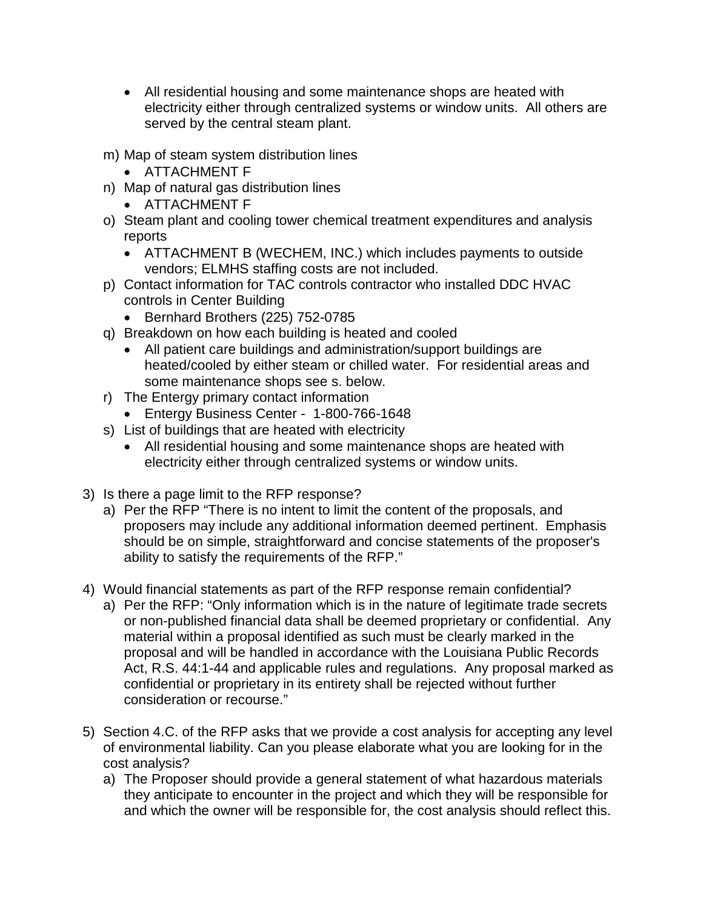- All residential housing and some maintenance shops are heated with electricity either through centralized systems or window units. All others are served by the central steam plant.

m) Map of steam system distribution lines
   - ATTACHMENT F

n) Map of natural gas distribution lines
   - ATTACHMENT F

o) Steam plant and cooling tower chemical treatment expenditures and analysis reports
   - ATTACHMENT B (WECHEM, INC.) which includes payments to outside vendors; ELMHS staffing costs are not included.

p) Contact information for TAC controls contractor who installed DDC HVAC controls in Center Building
   - Bernhard Brothers (225) 752-0785

q) Breakdown on how each building is heated and cooled
   - All patient care buildings and administration/support buildings are heated/cooled by either steam or chilled water. For residential areas and some maintenance shops see s. below.

r) The Entergy primary contact information
   - Entergy Business Center - 1-800-766-1648

s) List of buildings that are heated with electricity
   - All residential housing and some maintenance shops are heated with electricity either through centralized systems or window units.

3) Is there a page limit to the RFP response?
   a) Per the RFP "There is no intent to limit the content of the proposals, and proposers may include any additional information deemed pertinent. Emphasis should be on simple, straightforward and concise statements of the proposer's ability to satisfy the requirements of the RFP."

4) Would financial statements as part of the RFP response remain confidential?
   a) Per the RFP: "Only information which is in the nature of legitimate trade secrets or non-published financial data shall be deemed proprietary or confidential. Any material within a proposal identified as such must be clearly marked in the proposal and will be handled in accordance with the Louisiana Public Records Act, R.S. 44:1-44 and applicable rules and regulations. Any proposal marked as confidential or proprietary in its entirety shall be rejected without further consideration or recourse."

5) Section 4.C. of the RFP asks that we provide a cost analysis for accepting any level of environmental liability. Can you please elaborate what you are looking for in the cost analysis?
   a) The Proposer should provide a general statement of what hazardous materials they anticipate to encounter in the project and which they will be responsible for and which the owner will be responsible for, the cost analysis should reflect this.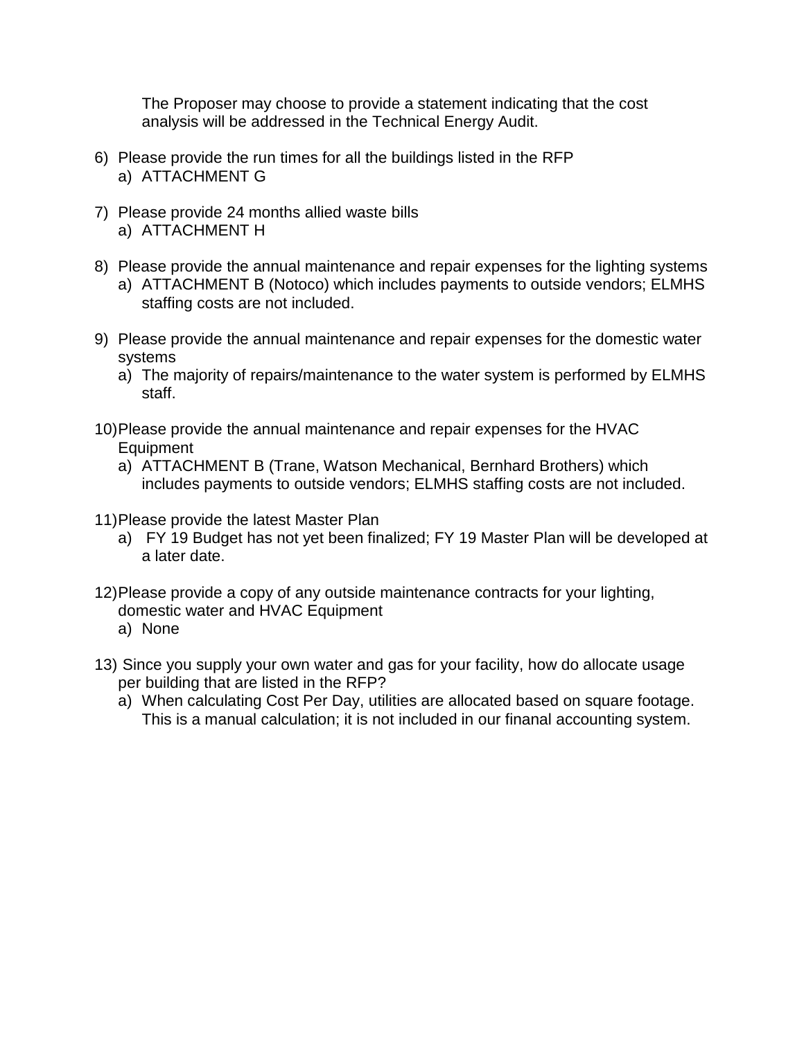The Proposer may choose to provide a statement indicating that the cost analysis will be addressed in the Technical Energy Audit.

6) Please provide the run times for all the buildings listed in the RFP
   a) ATTACHMENT G

7) Please provide 24 months allied waste bills
   a) ATTACHMENT H

8) Please provide the annual maintenance and repair expenses for the lighting systems
   a) ATTACHMENT B (Notoco) which includes payments to outside vendors; ELMHS staffing costs are not included.

9) Please provide the annual maintenance and repair expenses for the domestic water systems
   a) The majority of repairs/maintenance to the water system is performed by ELMHS staff.

10) Please provide the annual maintenance and repair expenses for the HVAC Equipment
    a) ATTACHMENT B (Trane, Watson Mechanical, Bernhard Brothers) which includes payments to outside vendors; ELMHS staffing costs are not included.

11) Please provide the latest Master Plan
    a) FY 19 Budget has not yet been finalized; FY 19 Master Plan will be developed at a later date.

12) Please provide a copy of any outside maintenance contracts for your lighting, domestic water and HVAC Equipment
    a) None

13) Since you supply your own water and gas for your facility, how do allocate usage per building that are listed in the RFP?
    a) When calculating Cost Per Day, utilities are allocated based on square footage. This is a manual calculation; it is not included in our finanal accounting system.